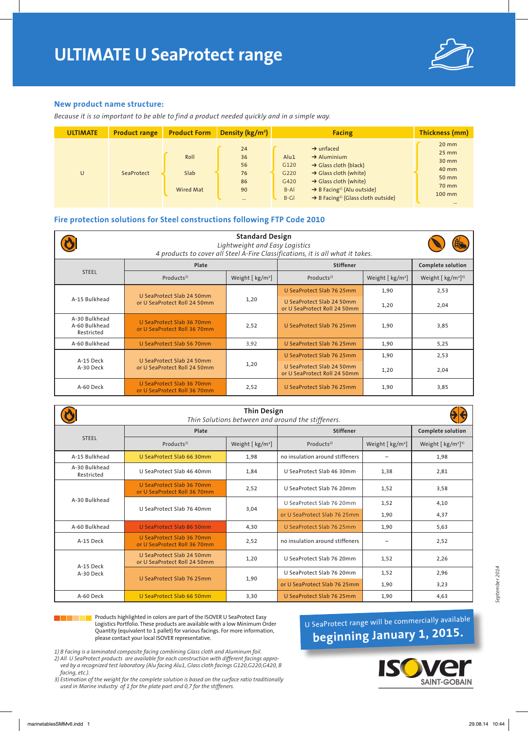# ULTIMATE U SeaProtect range

## New product name structure:

*Because it is so important to be able to find a product needed quickly and in a simple way.*

| ULTIMATE | Product range | Product Form | Density (kg/m³) | Facing | | Thickness (mm) |
|---|---|---|---|---|---|---|
| U | SeaProtect | Roll<br>Slab<br>Wired Mat | 24<br>36<br>56<br>76<br>86<br>90<br>... | <br>Alu1<br>G120<br>G220<br>G420<br>B-Al<br>B-Gl | → unfaced<br>→ Aluminium<br>→ Glass cloth (black)<br>→ Glass cloth (white)<br>→ Glass cloth (white)<br>→ B Facing[1] (Alu outside)<br>→ B Facing[1] (Glass cloth outside) | 20 mm<br>25 mm<br>30 mm<br>40 mm<br>50 mm<br>70 mm<br>100 mm<br>... |

## Fire protection solutions for Steel constructions following FTP Code 2010

**Standard Design**

*Lightweight and Easy Logistics*

*4 products to cover all Steel A-Fire Classifications, it is all what it takes.*

| STEEL | Plate | | Stiffener | | Complete solution |
|---|---|---|---|---|---|
| | Products[2] | Weight [ kg/m²] | Products[2] | Weight [ kg/m²] | Weight [ kg/m²][3] |
| A-15 Bulkhead | U SeaProtect Slab 24 50mm or U SeaProtect Roll 24 50mm | 1,20 | U SeaProtect Slab 76 25mm | 1,90 | 2,53 |
| | | | U SeaProtect Slab 24 50mm or U SeaProtect Roll 24 50mm | 1,20 | 2,04 |
| A-30 Bulkhead<br>A-60 Bulkhead Restricted | U SeaProtect Slab 36 70mm or U SeaProtect Roll 36 70mm | 2,52 | U SeaProtect Slab 76 25mm | 1,90 | 3,85 |
| A-60 Bulkhead | U SeaProtect Slab 56 70mm | 3,92 | U SeaProtect Slab 76 25mm | 1,90 | 5,25 |
| A-15 Deck<br>A-30 Deck | U SeaProtect Slab 24 50mm or U SeaProtect Roll 24 50mm | 1,20 | U SeaProtect Slab 76 25mm | 1,90 | 2,53 |
| | | | U SeaProtect Slab 24 50mm or U SeaProtect Roll 24 50mm | 1,20 | 2,04 |
| A-60 Deck | U SeaProtect Slab 36 70mm or U SeaProtect Roll 36 70mm | 2,52 | U SeaProtect Slab 76 25mm | 1,90 | 3,85 |

**Thin Design**

*Thin Solutions between and around the stiffeners.*

| STEEL | Plate | | Stiffener | | Complete solution |
|---|---|---|---|---|---|
| | Products[2] | Weight [ kg/m²] | Products[2] | Weight [ kg/m²] | Weight [ kg/m²][3] |
| A-15 Bulkhead | U SeaProtect Slab 66 30mm | 1,98 | no insulation around stiffeners | – | 1,98 |
| A-30 Bulkhead Restricted | U SeaProtect Slab 46 40mm | 1,84 | U SeaProtect Slab 46 30mm | 1,38 | 2,81 |
| A-30 Bulkhead | U SeaProtect Slab 36 70mm or U SeaProtect Roll 36 70mm | 2,52 | U SeaProtect Slab 76 20mm | 1,52 | 3,58 |
| | U SeaProtect Slab 76 40mm | 3,04 | U SeaProtect Slab 76 20mm | 1,52 | 4,10 |
| | | | or U SeaProtect Slab 76 25mm | 1,90 | 4,37 |
| A-60 Bulkhead | U SeaProtect Slab 86 50mm | 4,30 | U SeaProtect Slab 76 25mm | 1,90 | 5,63 |
| A-15 Deck | U SeaProtect Slab 36 70mm or U SeaProtect Roll 36 70mm | 2,52 | no insulation around stiffeners | – | 2,52 |
| A-15 Deck<br>A-30 Deck | U SeaProtect Slab 24 50mm or U SeaProtect Roll 24 50mm | 1,20 | U SeaProtect Slab 76 20mm | 1,52 | 2,26 |
| | U SeaProtect Slab 76 25mm | 1,90 | U SeaProtect Slab 76 20mm | 1,52 | 2,96 |
| | | | or U SeaProtect Slab 76 25mm | 1,90 | 3,23 |
| A-60 Deck | U SeaProtect Slab 66 50mm | 3,30 | U SeaProtect Slab 76 25mm | 1,90 | 4,63 |

Products highlighted in colors are part of the ISOVER U SeaProtect Easy Logistics Portfolio. These products are available with a low Minimum Order Quantity (equivalent to 1 pallet) for various facings. For more information, please contact your local ISOVER representative.

U SeaProtect range will be commercially available **beginning January 1, 2015.**

*1) B Facing is a laminated composite facing combining Glass cloth and Aluminum foil.*
*2) All U SeaProtect products are available for each construction with different facings approved by a recognized test laboratory (Alu facing Alu1, Glass cloth facings G120,G220,G420, B facing, etc.).*
*3) Estimation of the weight for the complete solution is based on the surface ratio traditionally used in Marine industry of 1 for the plate part and 0,7 for the stiffeners.*

ISOVER SAINT-GOBAIN

September 2014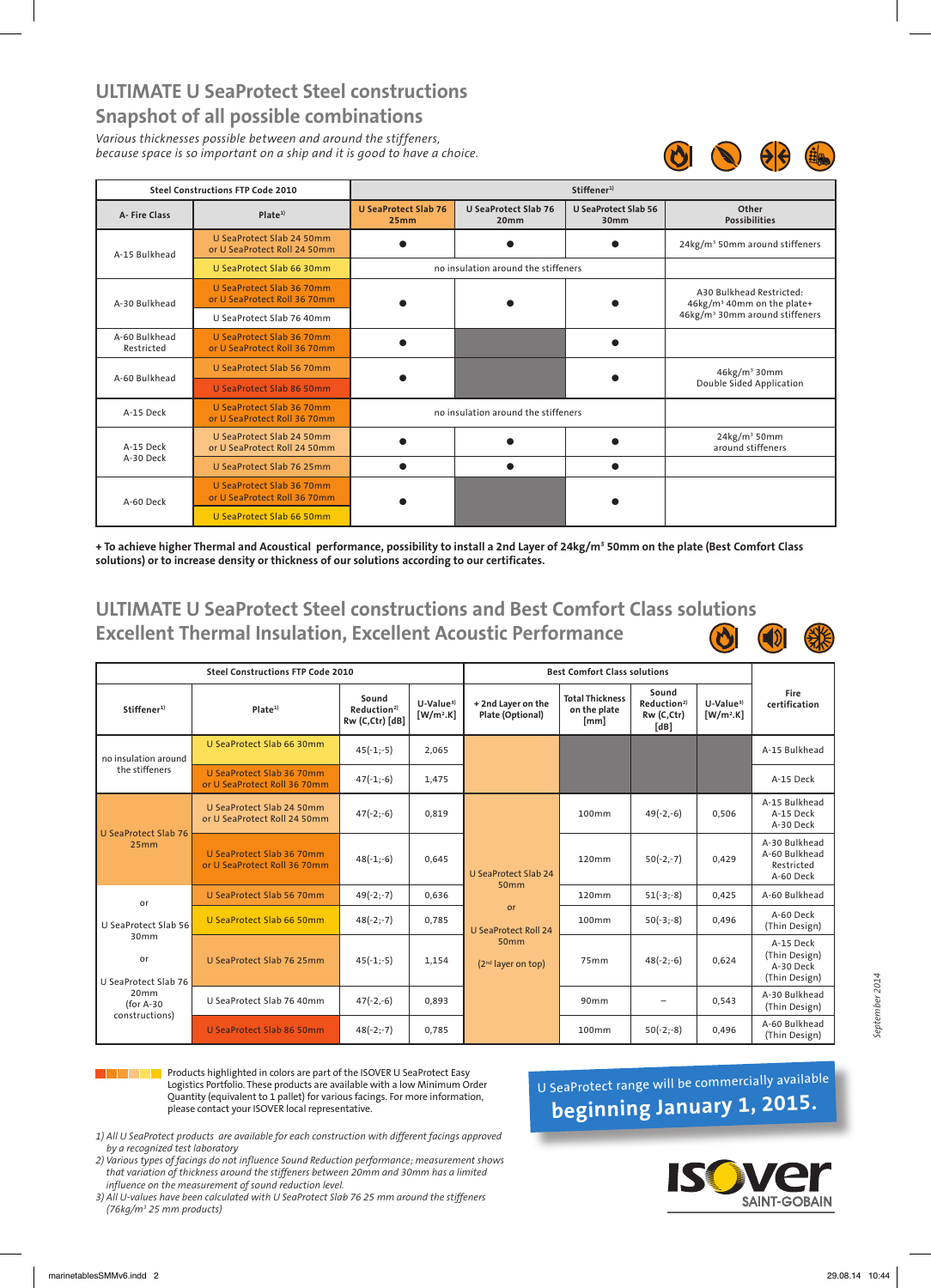## ULTIMATE U SeaProtect Steel constructions
## Snapshot of all possible combinations

*Various thicknesses possible between and around the stiffeners, because space is so important on a ship and it is good to have a choice.*

| Steel Constructions FTP Code 2010 | | Stiffener[1] | | | |
|---|---|---|---|---|---|
| A- Fire Class | Plate[1] | U SeaProtect Slab 76 25mm | U SeaProtect Slab 76 20mm | U SeaProtect Slab 56 30mm | Other Possibilities |
| A-15 Bulkhead | U SeaProtect Slab 24 50mm or U SeaProtect Roll 24 50mm | ● | ● | ● | 24kg/m³ 50mm around stiffeners |
| | U SeaProtect Slab 66 30mm | no insulation around the stiffeners | | | |
| A-30 Bulkhead | U SeaProtect Slab 36 70mm or U SeaProtect Roll 36 70mm | ● | ● | ● | A30 Bulkhead Restricted: 46kg/m³ 40mm on the plate+ 46kg/m³ 30mm around stiffeners |
| | U SeaProtect Slab 76 40mm | | | | |
| A-60 Bulkhead Restricted | U SeaProtect Slab 36 70mm or U SeaProtect Roll 36 70mm | ● | | ● | |
| A-60 Bulkhead | U SeaProtect Slab 56 70mm | ● | | ● | 46kg/m³ 30mm Double Sided Application |
| | U SeaProtect Slab 86 50mm | | | | |
| A-15 Deck | U SeaProtect Slab 36 70mm or U SeaProtect Roll 36 70mm | no insulation around the stiffeners | | | |
| A-15 Deck A-30 Deck | U SeaProtect Slab 24 50mm or U SeaProtect Roll 24 50mm | ● | ● | ● | 24kg/m³ 50mm around stiffeners |
| | U SeaProtect Slab 76 25mm | ● | ● | ● | |
| A-60 Deck | U SeaProtect Slab 36 70mm or U SeaProtect Roll 36 70mm | ● | | ● | |
| | U SeaProtect Slab 66 50mm | | | | |

**+ To achieve higher Thermal and Acoustical performance, possibility to install a 2nd Layer of 24kg/m³ 50mm on the plate (Best Comfort Class solutions) or to increase density or thickness of our solutions according to our certificates.**

## ULTIMATE U SeaProtect Steel constructions and Best Comfort Class solutions
## Excellent Thermal Insulation, Excellent Acoustic Performance

| Steel Constructions FTP Code 2010 | | | | Best Comfort Class solutions | | | | Fire certification |
|---|---|---|---|---|---|---|---|---|
| Stiffener[1] | Plate[1] | Sound Reduction[2] Rw (C,Ctr) [dB] | U-Value[3] [W/m².K] | + 2nd Layer on the Plate (Optional) | Total Thickness on the plate [mm] | Sound Reduction[2] Rw (C,Ctr) [dB] | U-Value[3] [W/m².K] | |
| no insulation around the stiffeners | U SeaProtect Slab 66 30mm | 45(-1;-5) | 2,065 | | | | | A-15 Bulkhead |
| | U SeaProtect Slab 36 70mm or U SeaProtect Roll 36 70mm | 47(-1;-6) | 1,475 | | | | | A-15 Deck |
| U SeaProtect Slab 76 25mm | U SeaProtect Slab 24 50mm or U SeaProtect Roll 24 50mm | 47(-2;-6) | 0,819 | U SeaProtect Slab 24 50mm or U SeaProtect Roll 24 50mm (2nd layer on top) | 100mm | 49(-2;-6) | 0,506 | A-15 Bulkhead A-15 Deck A-30 Deck |
| | U SeaProtect Slab 36 70mm or U SeaProtect Roll 36 70mm | 48(-1;-6) | 0,645 | | 120mm | 50(-2;-7) | 0,429 | A-30 Bulkhead A-60 Bulkhead Restricted A-60 Deck |
| or U SeaProtect Slab 56 30mm or U SeaProtect Slab 76 20mm (for A-30 constructions) | U SeaProtect Slab 56 70mm | 49(-2;-7) | 0,636 | | 120mm | 51(-3;-8) | 0,425 | A-60 Bulkhead |
| | U SeaProtect Slab 66 50mm | 48(-2;-7) | 0,785 | | 100mm | 50(-3;-8) | 0,496 | A-60 Deck (Thin Design) |
| | U SeaProtect Slab 76 25mm | 45(-1;-5) | 1,154 | | 75mm | 48(-2;-6) | 0,624 | A-15 Deck (Thin Design) A-30 Deck (Thin Design) |
| | U SeaProtect Slab 76 40mm | 47(-2;-6) | 0,893 | | 90mm | – | 0,543 | A-30 Bulkhead (Thin Design) |
| | U SeaProtect Slab 86 50mm | 48(-2;-7) | 0,785 | | 100mm | 50(-2;-8) | 0,496 | A-60 Bulkhead (Thin Design) |

Products highlighted in colors are part of the ISOVER U SeaProtect Easy Logistics Portfolio. These products are available with a low Minimum Order Quantity (equivalent to 1 pallet) for various facings. For more information, please contact your ISOVER local representative.

U SeaProtect range will be commercially available
**beginning January 1, 2015.**

*1) All U SeaProtect products are available for each construction with different facings approved by a recognized test laboratory*
*2) Various types of facings do not influence Sound Reduction performance; measurement shows that variation of thickness around the stiffeners between 20mm and 30mm has a limited influence on the measurement of sound reduction level.*
*3) All U-values have been calculated with U SeaProtect Slab 76 25 mm around the stiffeners (76kg/m³ 25 mm products)*

*September 2014*

ISOVER SAINT-GOBAIN